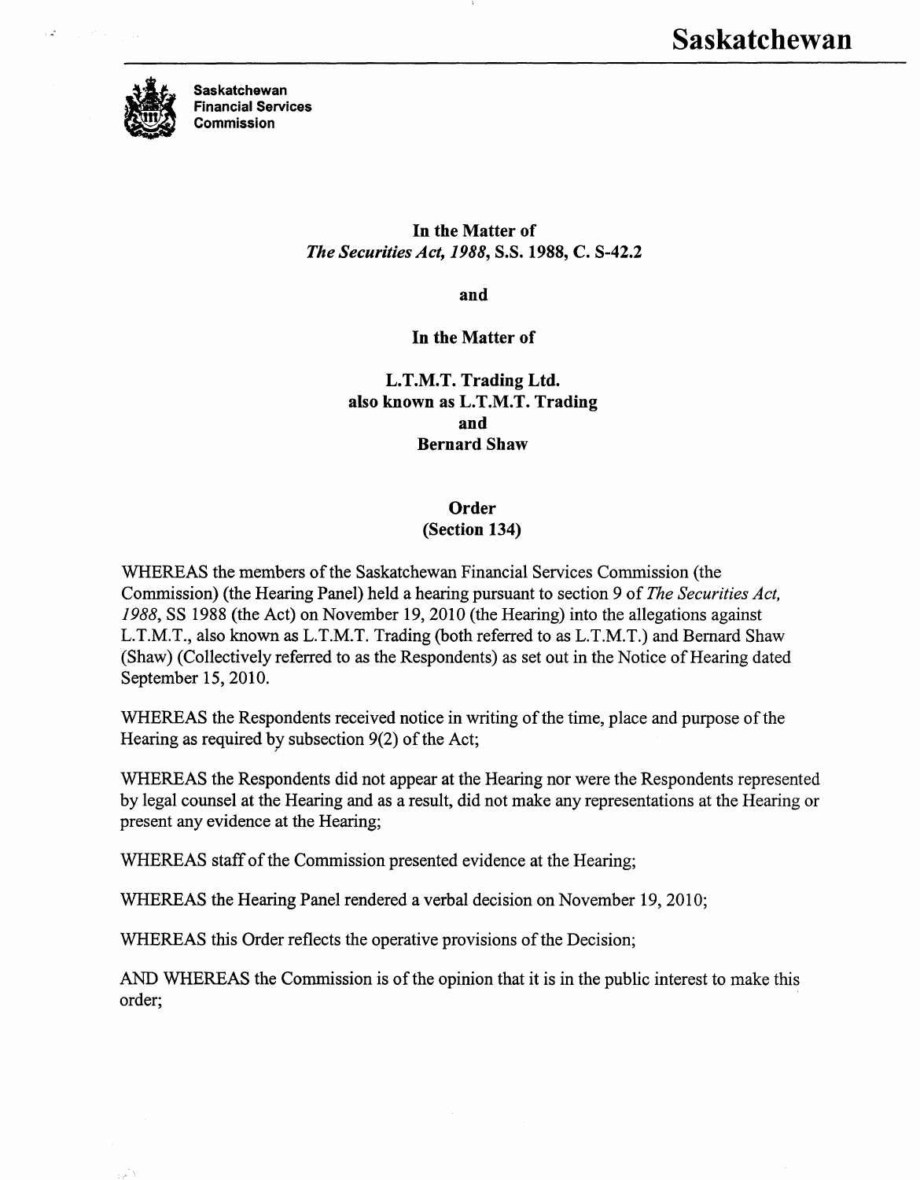# Saskatchewan

**Saskatchewan Financial Services Commission**

**In the Matter of**
***The Securities Act, 1988*, S.S. 1988, C. S-42.2**

**and**

**In the Matter of**

**L.T.M.T. Trading Ltd.**
**also known as L.T.M.T. Trading**
**and**
**Bernard Shaw**

**Order**
**(Section 134)**

WHEREAS the members of the Saskatchewan Financial Services Commission (the Commission) (the Hearing Panel) held a hearing pursuant to section 9 of *The Securities Act, 1988*, SS 1988 (the Act) on November 19, 2010 (the Hearing) into the allegations against L.T.M.T., also known as L.T.M.T. Trading (both referred to as L.T.M.T.) and Bernard Shaw (Shaw) (Collectively referred to as the Respondents) as set out in the Notice of Hearing dated September 15, 2010.

WHEREAS the Respondents received notice in writing of the time, place and purpose of the Hearing as required by subsection 9(2) of the Act;

WHEREAS the Respondents did not appear at the Hearing nor were the Respondents represented by legal counsel at the Hearing and as a result, did not make any representations at the Hearing or present any evidence at the Hearing;

WHEREAS staff of the Commission presented evidence at the Hearing;

WHEREAS the Hearing Panel rendered a verbal decision on November 19, 2010;

WHEREAS this Order reflects the operative provisions of the Decision;

AND WHEREAS the Commission is of the opinion that it is in the public interest to make this order;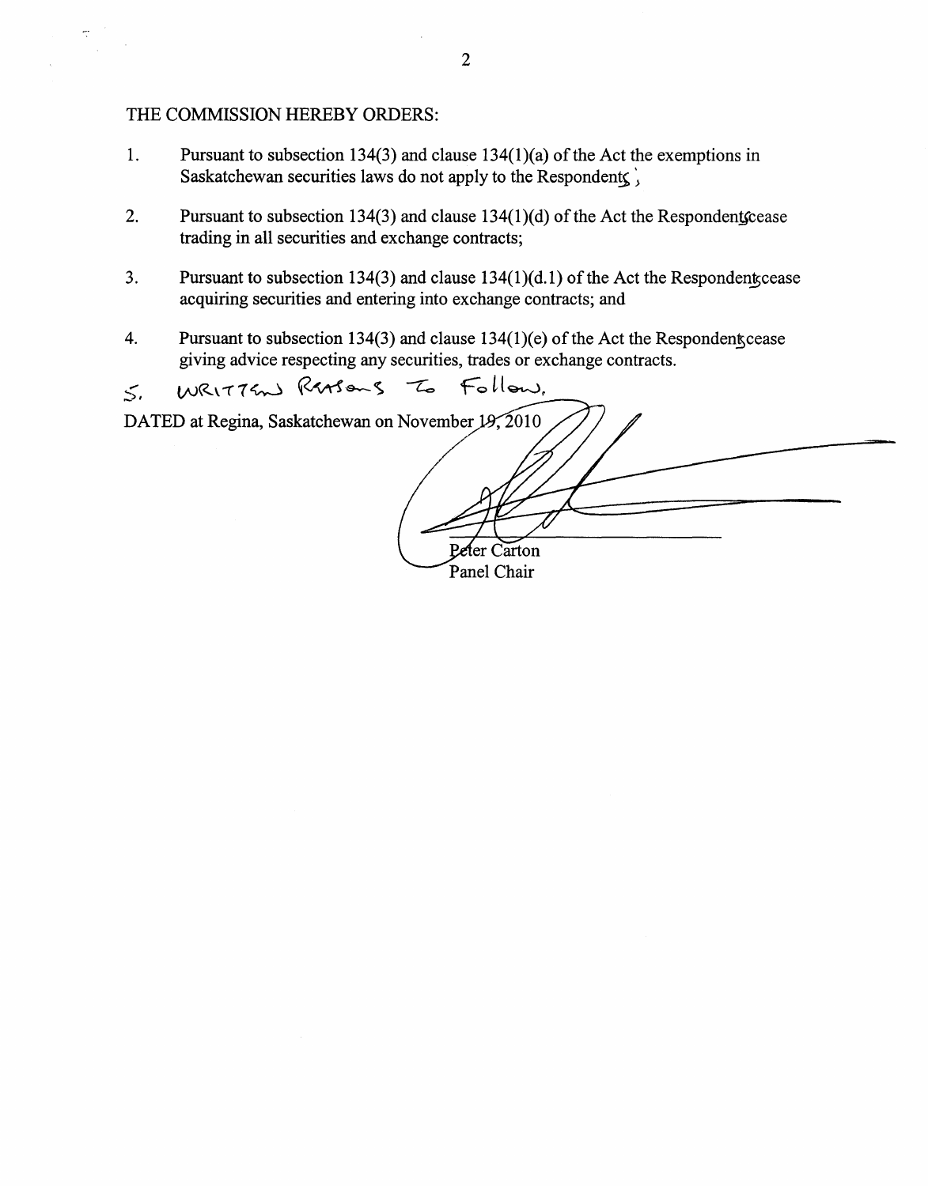THE COMMISSION HEREBY ORDERS:

1. Pursuant to subsection 134(3) and clause 134(1)(a) of the Act the exemptions in Saskatchewan securities laws do not apply to the Respondents;

2. Pursuant to subsection 134(3) and clause 134(1)(d) of the Act the Respondents cease trading in all securities and exchange contracts;

3. Pursuant to subsection 134(3) and clause 134(1)(d.1) of the Act the Respondents cease acquiring securities and entering into exchange contracts; and

4. Pursuant to subsection 134(3) and clause 134(1)(e) of the Act the Respondents cease giving advice respecting any securities, trades or exchange contracts.

5. WRITTEN Reasons To Follow.

DATED at Regina, Saskatchewan on November 19, 2010

Peter Carton
Panel Chair